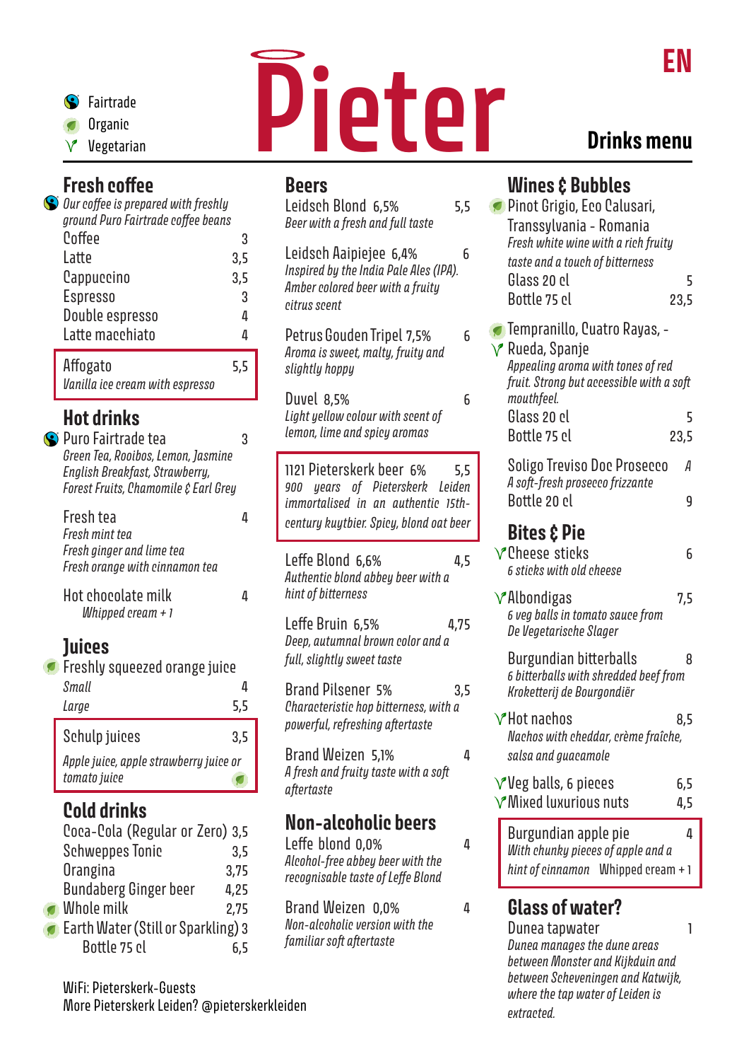# Pieter

**EN**

**Drinks menu**

- Fairtrade
- Organic
- Vegetarian

## Fresh coffee

*Our coffee is prepared with freshly ground Puro Fairtrade coffee beans* (Fairtrade)

| Item | Price |
|---|---|
| Coffee | 3 |
| Latte | 3,5 |
| Cappuccino | 3,5 |
| Espresso | 3 |
| Double espresso | 4 |
| Latte macchiato | 4 |

**Affogato** — 5,5
*Vanilla ice cream with espresso*

## Hot drinks

**Puro Fairtrade tea** (Fairtrade) — 3
*Green Tea, Rooibos, Lemon, Jasmine English Breakfast, Strawberry, Forest Fruits, Chamomile & Earl Grey*

**Fresh tea** — 4
*Fresh mint tea*
*Fresh ginger and lime tea*
*Fresh orange with cinnamon tea*

**Hot chocolate milk** — 4
*Whipped cream + 1*

## Juices

**Freshly squeezed orange juice** (Organic)

| Size | Price |
|---|---|
| *Small* | 4 |
| *Large* | 5,5 |

**Schulp juices** (Organic) — 3,5
*Apple juice, apple strawberry juice or tomato juice*

## Cold drinks

| Item | Price |
|---|---|
| Coca-Cola (Regular or Zero) | 3,5 |
| Schweppes Tonic | 3,5 |
| Orangina | 3,75 |
| Bundaberg Ginger beer | 4,25 |
| Whole milk (Organic) | 2,75 |
| Earth Water (Still or Sparkling) (Organic) | 3 |
| Bottle 75 cl | 6,5 |

## Beers

**Leidsch Blond** 6,5% — 5,5
*Beer with a fresh and full taste*

**Leidsch Aaipiejee** 6,4% — 6
*Inspired by the India Pale Ales (IPA). Amber colored beer with a fruity citrus scent*

**Petrus Gouden Tripel** 7,5% — 6
*Aroma is sweet, malty, fruity and slightly hoppy*

**Duvel** 8,5% — 6
*Light yellow colour with scent of lemon, lime and spicy aromas*

**1121 Pieterskerk beer** 6% — 5,5
*900 years of Pieterskerk Leiden immortalised in an authentic 15th-century kuytbier. Spicy, blond oat beer*

**Leffe Blond** 6,6% — 4,5
*Authentic blond abbey beer with a hint of bitterness*

**Leffe Bruin** 6,5% — 4,75
*Deep, autumnal brown color and a full, slightly sweet taste*

**Brand Pilsener** 5% — 3,5
*Characteristic hop bitterness, with a powerful, refreshing aftertaste*

**Brand Weizen** 5,1% — 4
*A fresh and fruity taste with a soft aftertaste*

## Non-alcoholic beers

**Leffe blond** 0,0% — 4
*Alcohol-free abbey beer with the recognisable taste of Leffe Blond*

**Brand Weizen** 0,0% — 4
*Non-alcoholic version with the familiar soft aftertaste*

## Wines & Bubbles

**Pinot Grigio, Eco Calusari, Transsylvania - Romania** (Organic)
*Fresh white wine with a rich fruity taste and a touch of bitterness*

| Size | Price |
|---|---|
| Glass 20 cl | 5 |
| Bottle 75 cl | 23,5 |

**Tempranillo, Cuatro Rayas, - Rueda, Spanje** (Organic, Vegetarian)
*Appealing aroma with tones of red fruit. Strong but accessible with a soft mouthfeel.*

| Size | Price |
|---|---|
| Glass 20 cl | 5 |
| Bottle 75 cl | 23,5 |

**Soligo Treviso Doc Prosecco**
*A soft-fresh prosecco frizzante*

| Size | Price |
|---|---|
| Bottle 20 cl | 9 |

## Bites & Pie

**Cheese sticks** (Vegetarian) — 6
*6 sticks with old cheese*

**Albondigas** (Vegetarian) — 7,5
*6 veg balls in tomato sauce from De Vegetarische Slager*

**Burgundian bitterballs** — 8
*6 bitterballs with shredded beef from Kroketterij de Bourgondiër*

**Hot nachos** (Vegetarian) — 8,5
*Nachos with cheddar, crème fraîche, salsa and guacamole*

**Veg balls, 6 pieces** (Vegetarian) — 6,5

**Mixed luxurious nuts** (Vegetarian) — 4,5

**Burgundian apple pie** — 4
*With chunky pieces of apple and a hint of cinnamon* Whipped cream + 1

## Glass of water?

**Dunea tapwater** — 1
*Dunea manages the dune areas between Monster and Kijkduin and between Scheveningen and Katwijk, where the tap water of Leiden is extracted.*

WiFi: Pieterskerk-Guests
More Pieterskerk Leiden? @pieterskerkleiden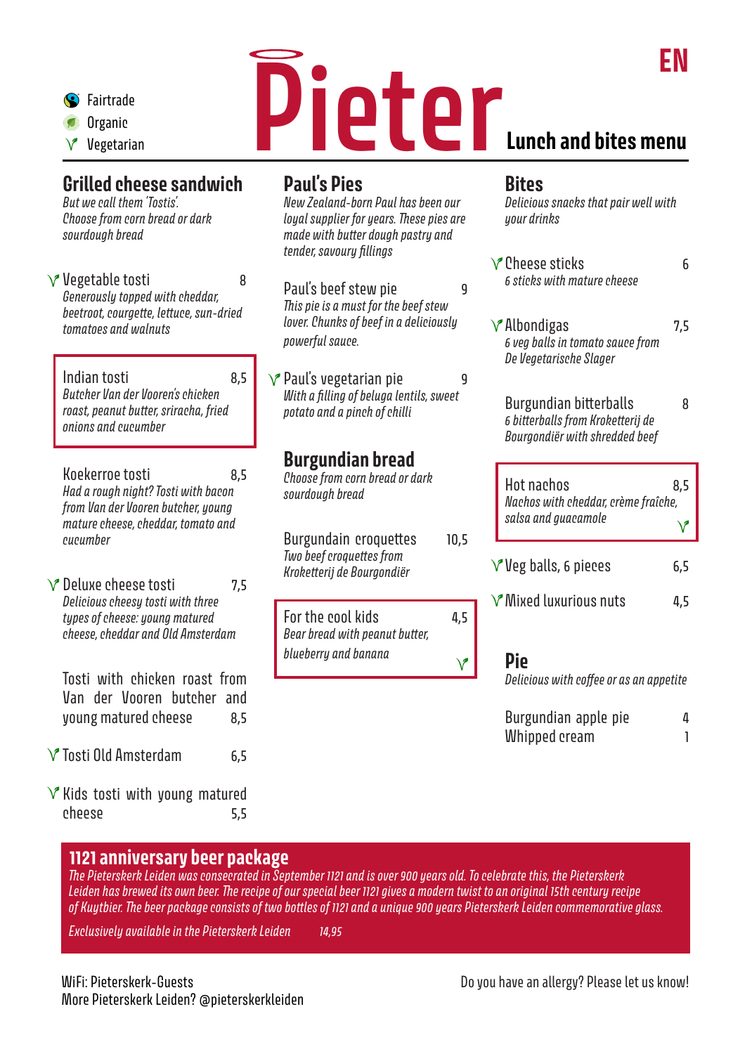EN

- Fairtrade
- Organic
- V Vegetarian

# Pieter

## Lunch and bites menu

## Grilled cheese sandwich

*But we call them 'Tostis'. Choose from corn bread or dark sourdough bread*

V Vegetable tosti — 8
*Generously topped with cheddar, beetroot, courgette, lettuce, sun-dried tomatoes and walnuts*

Indian tosti — 8,5
*Butcher Van der Vooren's chicken roast, peanut butter, sriracha, fried onions and cucumber*

Koekerroe tosti — 8,5
*Had a rough night? Tosti with bacon from Van der Vooren butcher, young mature cheese, cheddar, tomato and cucumber*

V Deluxe cheese tosti — 7,5
*Delicious cheesy tosti with three types of cheese: young matured cheese, cheddar and Old Amsterdam*

Tosti with chicken roast from Van der Vooren butcher and young matured cheese — 8,5

V Tosti Old Amsterdam — 6,5

V Kids tosti with young matured cheese — 5,5

## Paul's Pies

*New Zealand-born Paul has been our loyal supplier for years. These pies are made with butter dough pastry and tender, savoury fillings*

Paul's beef stew pie — 9
*This pie is a must for the beef stew lover. Chunks of beef in a deliciously powerful sauce.*

V Paul's vegetarian pie — 9
*With a filling of beluga lentils, sweet potato and a pinch of chilli*

## Burgundian bread

*Choose from corn bread or dark sourdough bread*

Burgundain croquettes — 10,5
*Two beef croquettes from Kroketterij de Bourgondiër*

For the cool kids — 4,5 V
*Bear bread with peanut butter, blueberry and banana*

## Bites

*Delicious snacks that pair well with your drinks*

V Cheese sticks — 6
*6 sticks with mature cheese*

V Albondigas — 7,5
*6 veg balls in tomato sauce from De Vegetarische Slager*

Burgundian bitterballs — 8
*6 bitterballs from Kroketterij de Bourgondiër with shredded beef*

Hot nachos — 8,5 V
*Nachos with cheddar, crème fraîche, salsa and guacamole*

V Veg balls, 6 pieces — 6,5

V Mixed luxurious nuts — 4,5

## Pie

*Delicious with coffee or as an appetite*

Burgundian apple pie — 4
Whipped cream — 1

## 1121 anniversary beer package

*The Pieterskerk Leiden was consecrated in September 1121 and is over 900 years old. To celebrate this, the Pieterskerk Leiden has brewed its own beer. The recipe of our special beer 1121 gives a modern twist to an original 15th century recipe of Kuytbier. The beer package consists of two bottles of 1121 and a unique 900 years Pieterskerk Leiden commemorative glass.*

*Exclusively available in the Pieterskerk Leiden* — *14,95*

WiFi: Pieterskerk-Guests
More Pieterskerk Leiden? @pieterskerkleiden

Do you have an allergy? Please let us know!